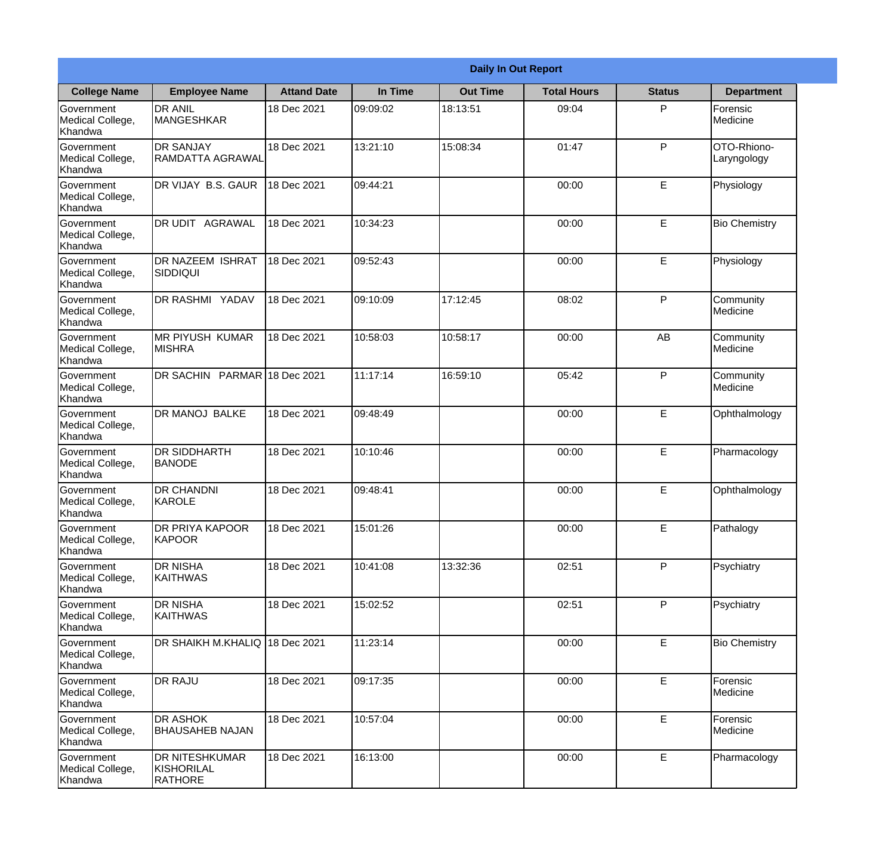| Daily In Out Report | | | | | | | |
|---|---|---|---|---|---|---|---|
| **College Name** | **Employee Name** | **Attand Date** | **In Time** | **Out Time** | **Total Hours** | **Status** | **Department** |
| Government Medical College, Khandwa | DR ANIL MANGESHKAR | 18 Dec 2021 | 09:09:02 | 18:13:51 | 09:04 | P | Forensic Medicine |
| Government Medical College, Khandwa | DR SANJAY RAMDATTA AGRAWAL | 18 Dec 2021 | 13:21:10 | 15:08:34 | 01:47 | P | OTO-Rhiono-Laryngology |
| Government Medical College, Khandwa | DR VIJAY B.S. GAUR | 18 Dec 2021 | 09:44:21 | | 00:00 | E | Physiology |
| Government Medical College, Khandwa | DR UDIT AGRAWAL | 18 Dec 2021 | 10:34:23 | | 00:00 | E | Bio Chemistry |
| Government Medical College, Khandwa | DR NAZEEM ISHRAT SIDDIQUI | 18 Dec 2021 | 09:52:43 | | 00:00 | E | Physiology |
| Government Medical College, Khandwa | DR RASHMI YADAV | 18 Dec 2021 | 09:10:09 | 17:12:45 | 08:02 | P | Community Medicine |
| Government Medical College, Khandwa | MR PIYUSH KUMAR MISHRA | 18 Dec 2021 | 10:58:03 | 10:58:17 | 00:00 | AB | Community Medicine |
| Government Medical College, Khandwa | DR SACHIN PARMAR | 18 Dec 2021 | 11:17:14 | 16:59:10 | 05:42 | P | Community Medicine |
| Government Medical College, Khandwa | DR MANOJ BALKE | 18 Dec 2021 | 09:48:49 | | 00:00 | E | Ophthalmology |
| Government Medical College, Khandwa | DR SIDDHARTH BANODE | 18 Dec 2021 | 10:10:46 | | 00:00 | E | Pharmacology |
| Government Medical College, Khandwa | DR CHANDNI KAROLE | 18 Dec 2021 | 09:48:41 | | 00:00 | E | Ophthalmology |
| Government Medical College, Khandwa | DR PRIYA KAPOOR KAPOOR | 18 Dec 2021 | 15:01:26 | | 00:00 | E | Pathalogy |
| Government Medical College, Khandwa | DR NISHA KAITHWAS | 18 Dec 2021 | 10:41:08 | 13:32:36 | 02:51 | P | Psychiatry |
| Government Medical College, Khandwa | DR NISHA KAITHWAS | 18 Dec 2021 | 15:02:52 | | 02:51 | P | Psychiatry |
| Government Medical College, Khandwa | DR SHAIKH M.KHALIQ | 18 Dec 2021 | 11:23:14 | | 00:00 | E | Bio Chemistry |
| Government Medical College, Khandwa | DR RAJU | 18 Dec 2021 | 09:17:35 | | 00:00 | E | Forensic Medicine |
| Government Medical College, Khandwa | DR ASHOK BHAUSAHEB NAJAN | 18 Dec 2021 | 10:57:04 | | 00:00 | E | Forensic Medicine |
| Government Medical College, Khandwa | DR NITESHKUMAR KISHORILAL RATHORE | 18 Dec 2021 | 16:13:00 | | 00:00 | E | Pharmacology |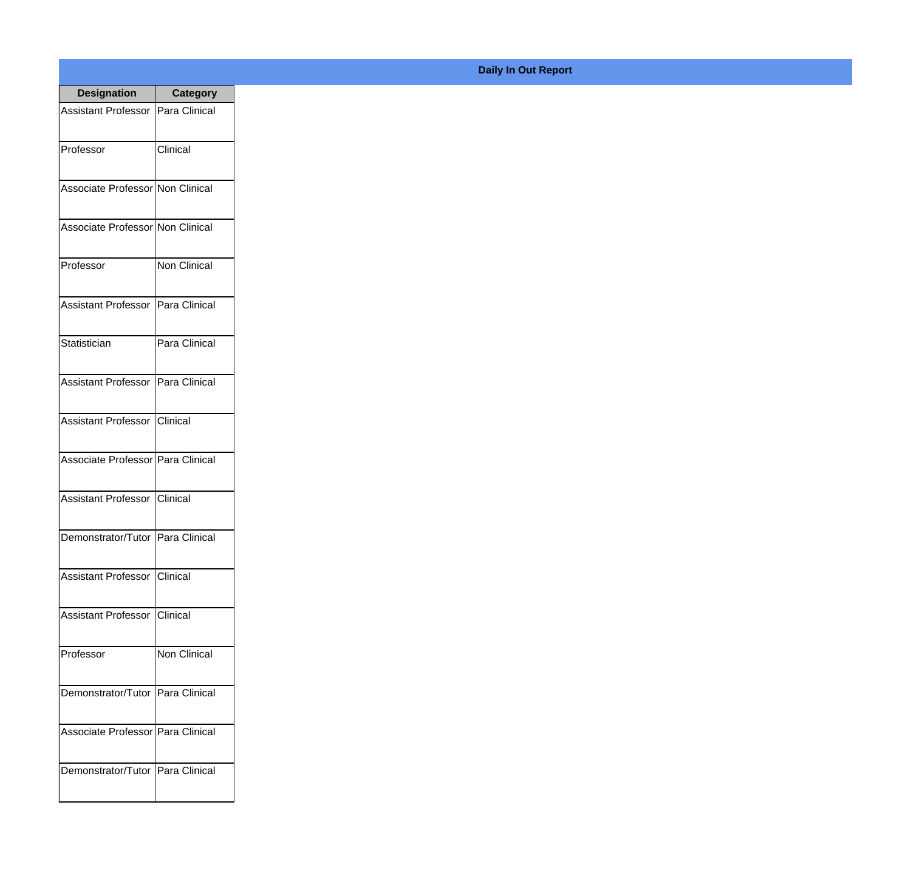## Daily In Out Report

| Designation | Category |
| --- | --- |
| Assistant Professor | Para Clinical |
| Professor | Clinical |
| Associate Professor | Non Clinical |
| Associate Professor | Non Clinical |
| Professor | Non Clinical |
| Assistant Professor | Para Clinical |
| Statistician | Para Clinical |
| Assistant Professor | Para Clinical |
| Assistant Professor | Clinical |
| Associate Professor | Para Clinical |
| Assistant Professor | Clinical |
| Demonstrator/Tutor | Para Clinical |
| Assistant Professor | Clinical |
| Assistant Professor | Clinical |
| Professor | Non Clinical |
| Demonstrator/Tutor | Para Clinical |
| Associate Professor | Para Clinical |
| Demonstrator/Tutor | Para Clinical |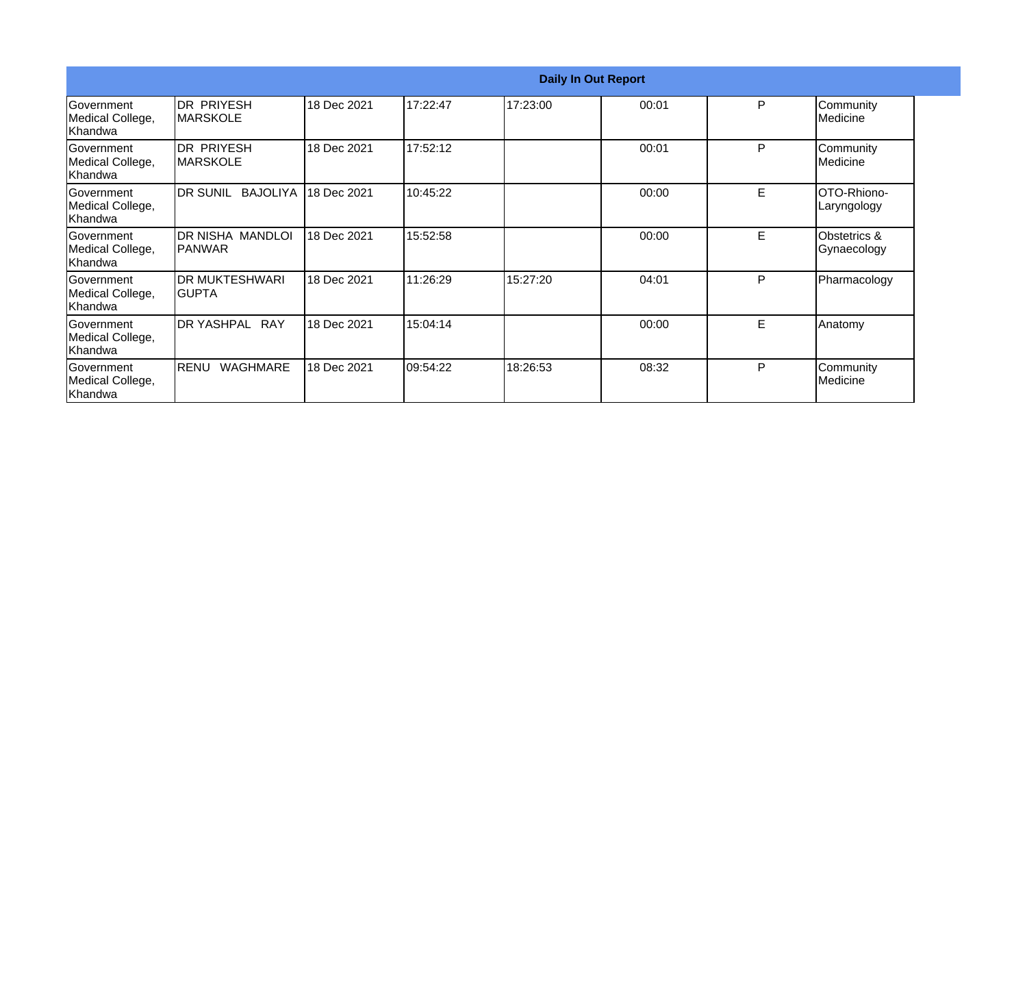| Daily In Out Report | | | | | | | |
|---|---|---|---|---|---|---|---|
| Government Medical College, Khandwa | DR PRIYESH MARSKOLE | 18 Dec 2021 | 17:22:47 | 17:23:00 | 00:01 | P | Community Medicine |
| Government Medical College, Khandwa | DR PRIYESH MARSKOLE | 18 Dec 2021 | 17:52:12 | | 00:01 | P | Community Medicine |
| Government Medical College, Khandwa | DR SUNIL BAJOLIYA | 18 Dec 2021 | 10:45:22 | | 00:00 | E | OTO-Rhiono-Laryngology |
| Government Medical College, Khandwa | DR NISHA MANDLOI PANWAR | 18 Dec 2021 | 15:52:58 | | 00:00 | E | Obstetrics & Gynaecology |
| Government Medical College, Khandwa | DR MUKTESHWARI GUPTA | 18 Dec 2021 | 11:26:29 | 15:27:20 | 04:01 | P | Pharmacology |
| Government Medical College, Khandwa | DR YASHPAL RAY | 18 Dec 2021 | 15:04:14 | | 00:00 | E | Anatomy |
| Government Medical College, Khandwa | RENU WAGHMARE | 18 Dec 2021 | 09:54:22 | 18:26:53 | 08:32 | P | Community Medicine |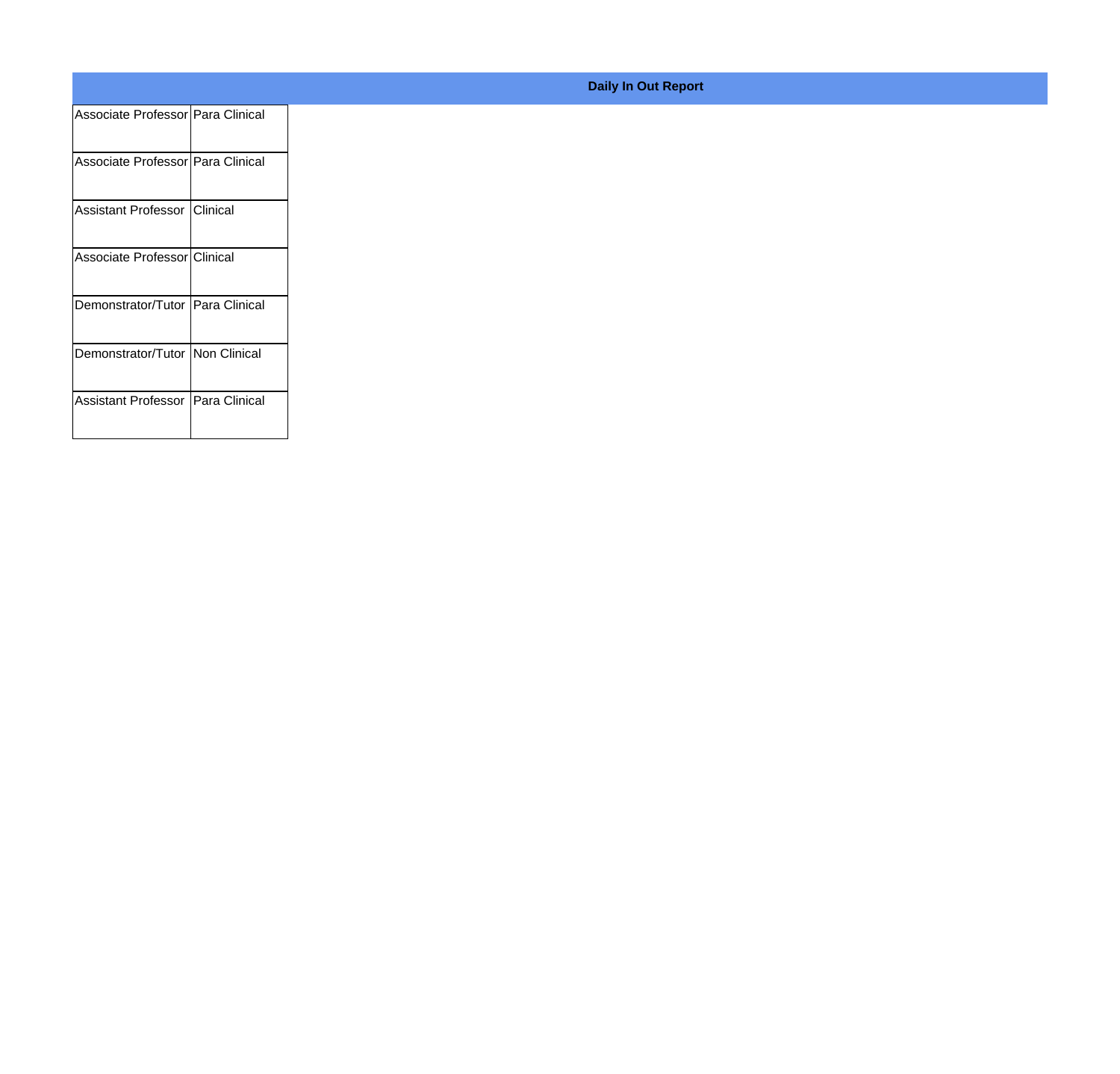**Daily In Out Report**

| | |
|---|---|
| Associate Professor | Para Clinical |
| Associate Professor | Para Clinical |
| Assistant Professor | Clinical |
| Associate Professor | Clinical |
| Demonstrator/Tutor | Para Clinical |
| Demonstrator/Tutor | Non Clinical |
| Assistant Professor | Para Clinical |